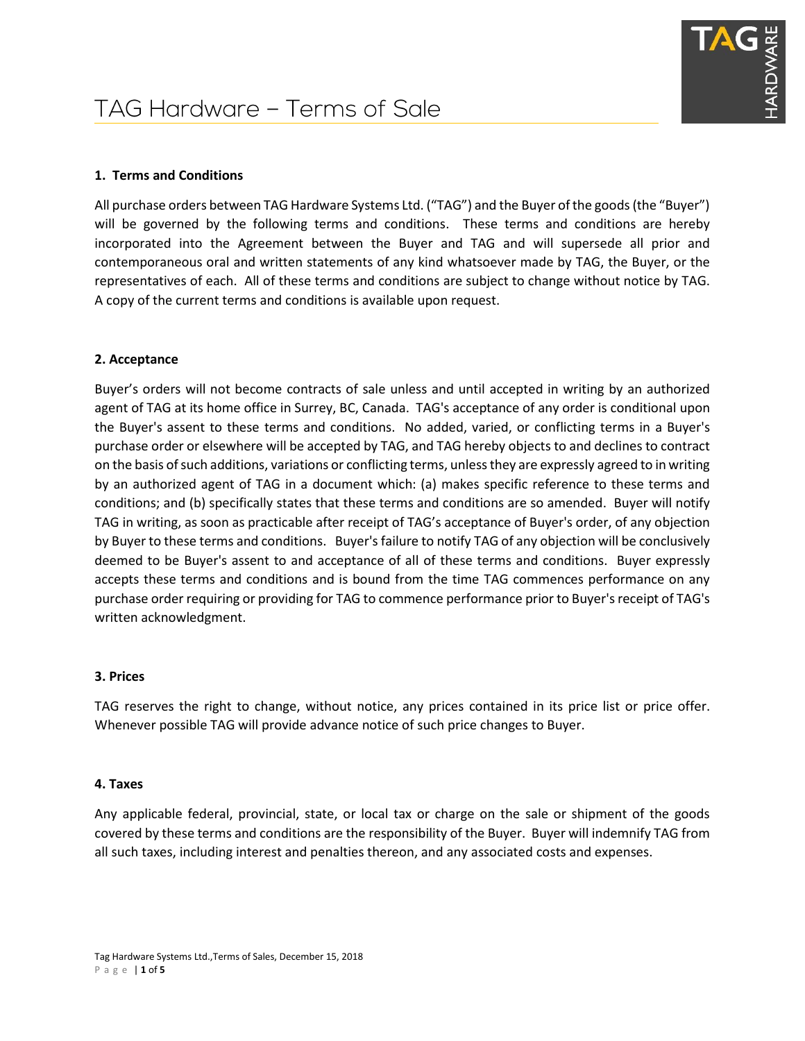# TAG Hardware – Terms of Sale

### 1. Terms and Conditions

All purchase orders between TAG Hardware Systems Ltd. ("TAG") and the Buyer of the goods (the "Buyer") will be governed by the following terms and conditions. These terms and conditions are hereby incorporated into the Agreement between the Buyer and TAG and will supersede all prior and contemporaneous oral and written statements of any kind whatsoever made by TAG, the Buyer, or the representatives of each. All of these terms and conditions are subject to change without notice by TAG. A copy of the current terms and conditions is available upon request.

### 2. Acceptance

Buyer's orders will not become contracts of sale unless and until accepted in writing by an authorized agent of TAG at its home office in Surrey, BC, Canada. TAG's acceptance of any order is conditional upon the Buyer's assent to these terms and conditions. No added, varied, or conflicting terms in a Buyer's purchase order or elsewhere will be accepted by TAG, and TAG hereby objects to and declines to contract on the basis of such additions, variations or conflicting terms, unless they are expressly agreed to in writing by an authorized agent of TAG in a document which: (a) makes specific reference to these terms and conditions; and (b) specifically states that these terms and conditions are so amended. Buyer will notify TAG in writing, as soon as practicable after receipt of TAG's acceptance of Buyer's order, of any objection by Buyer to these terms and conditions. Buyer's failure to notify TAG of any objection will be conclusively deemed to be Buyer's assent to and acceptance of all of these terms and conditions. Buyer expressly accepts these terms and conditions and is bound from the time TAG commences performance on any purchase order requiring or providing for TAG to commence performance prior to Buyer's receipt of TAG's written acknowledgment.

### 3. Prices

TAG reserves the right to change, without notice, any prices contained in its price list or price offer. Whenever possible TAG will provide advance notice of such price changes to Buyer.

### 4. Taxes

Any applicable federal, provincial, state, or local tax or charge on the sale or shipment of the goods covered by these terms and conditions are the responsibility of the Buyer. Buyer will indemnify TAG from all such taxes, including interest and penalties thereon, and any associated costs and expenses.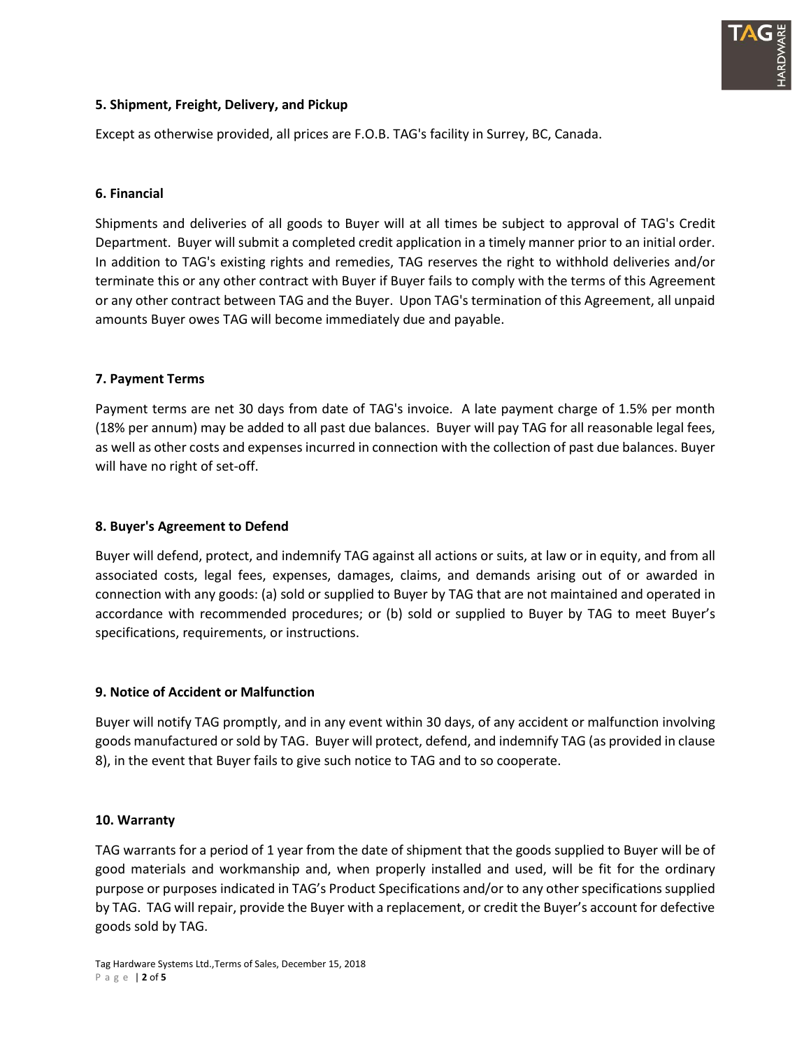### 5. Shipment, Freight, Delivery, and Pickup

Except as otherwise provided, all prices are F.O.B. TAG's facility in Surrey, BC, Canada.

### 6. Financial

Shipments and deliveries of all goods to Buyer will at all times be subject to approval of TAG's Credit Department. Buyer will submit a completed credit application in a timely manner prior to an initial order. In addition to TAG's existing rights and remedies, TAG reserves the right to withhold deliveries and/or terminate this or any other contract with Buyer if Buyer fails to comply with the terms of this Agreement or any other contract between TAG and the Buyer. Upon TAG's termination of this Agreement, all unpaid amounts Buyer owes TAG will become immediately due and payable.

### 7. Payment Terms

Payment terms are net 30 days from date of TAG's invoice. A late payment charge of 1.5% per month (18% per annum) may be added to all past due balances. Buyer will pay TAG for all reasonable legal fees, as well as other costs and expenses incurred in connection with the collection of past due balances. Buyer will have no right of set-off.

### 8. Buyer's Agreement to Defend

Buyer will defend, protect, and indemnify TAG against all actions or suits, at law or in equity, and from all associated costs, legal fees, expenses, damages, claims, and demands arising out of or awarded in connection with any goods: (a) sold or supplied to Buyer by TAG that are not maintained and operated in accordance with recommended procedures; or (b) sold or supplied to Buyer by TAG to meet Buyer's specifications, requirements, or instructions.

### 9. Notice of Accident or Malfunction

Buyer will notify TAG promptly, and in any event within 30 days, of any accident or malfunction involving goods manufactured or sold by TAG. Buyer will protect, defend, and indemnify TAG (as provided in clause 8), in the event that Buyer fails to give such notice to TAG and to so cooperate.

### 10. Warranty

TAG warrants for a period of 1 year from the date of shipment that the goods supplied to Buyer will be of good materials and workmanship and, when properly installed and used, will be fit for the ordinary purpose or purposes indicated in TAG's Product Specifications and/or to any other specifications supplied by TAG. TAG will repair, provide the Buyer with a replacement, or credit the Buyer's account for defective goods sold by TAG.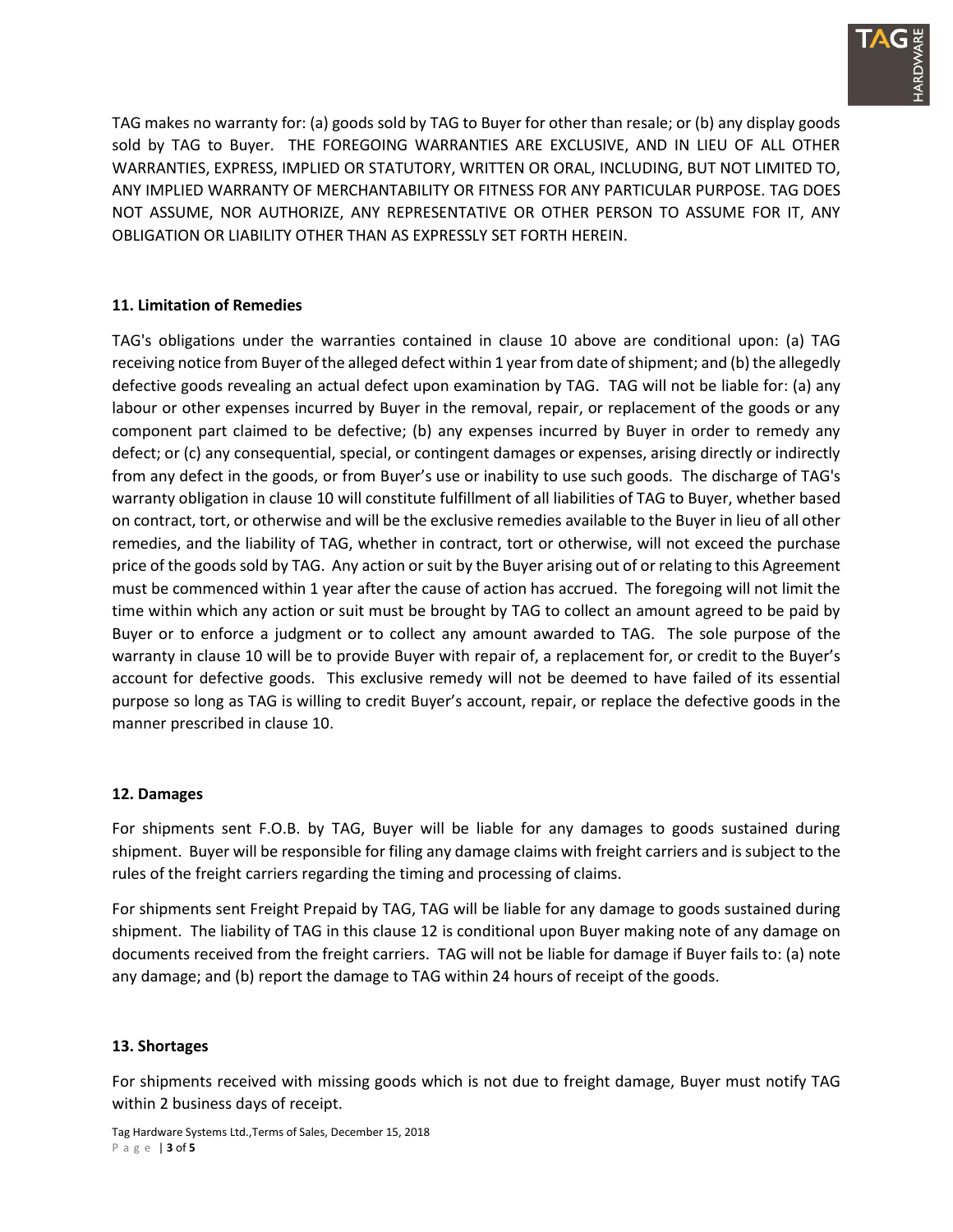TAG makes no warranty for: (a) goods sold by TAG to Buyer for other than resale; or (b) any display goods sold by TAG to Buyer. THE FOREGOING WARRANTIES ARE EXCLUSIVE, AND IN LIEU OF ALL OTHER WARRANTIES, EXPRESS, IMPLIED OR STATUTORY, WRITTEN OR ORAL, INCLUDING, BUT NOT LIMITED TO, ANY IMPLIED WARRANTY OF MERCHANTABILITY OR FITNESS FOR ANY PARTICULAR PURPOSE. TAG DOES NOT ASSUME, NOR AUTHORIZE, ANY REPRESENTATIVE OR OTHER PERSON TO ASSUME FOR IT, ANY OBLIGATION OR LIABILITY OTHER THAN AS EXPRESSLY SET FORTH HEREIN.

**11. Limitation of Remedies**

TAG's obligations under the warranties contained in clause 10 above are conditional upon: (a) TAG receiving notice from Buyer of the alleged defect within 1 year from date of shipment; and (b) the allegedly defective goods revealing an actual defect upon examination by TAG. TAG will not be liable for: (a) any labour or other expenses incurred by Buyer in the removal, repair, or replacement of the goods or any component part claimed to be defective; (b) any expenses incurred by Buyer in order to remedy any defect; or (c) any consequential, special, or contingent damages or expenses, arising directly or indirectly from any defect in the goods, or from Buyer's use or inability to use such goods. The discharge of TAG's warranty obligation in clause 10 will constitute fulfillment of all liabilities of TAG to Buyer, whether based on contract, tort, or otherwise and will be the exclusive remedies available to the Buyer in lieu of all other remedies, and the liability of TAG, whether in contract, tort or otherwise, will not exceed the purchase price of the goods sold by TAG. Any action or suit by the Buyer arising out of or relating to this Agreement must be commenced within 1 year after the cause of action has accrued. The foregoing will not limit the time within which any action or suit must be brought by TAG to collect an amount agreed to be paid by Buyer or to enforce a judgment or to collect any amount awarded to TAG. The sole purpose of the warranty in clause 10 will be to provide Buyer with repair of, a replacement for, or credit to the Buyer's account for defective goods. This exclusive remedy will not be deemed to have failed of its essential purpose so long as TAG is willing to credit Buyer's account, repair, or replace the defective goods in the manner prescribed in clause 10.

**12. Damages**

For shipments sent F.O.B. by TAG, Buyer will be liable for any damages to goods sustained during shipment. Buyer will be responsible for filing any damage claims with freight carriers and is subject to the rules of the freight carriers regarding the timing and processing of claims.

For shipments sent Freight Prepaid by TAG, TAG will be liable for any damage to goods sustained during shipment. The liability of TAG in this clause 12 is conditional upon Buyer making note of any damage on documents received from the freight carriers. TAG will not be liable for damage if Buyer fails to: (a) note any damage; and (b) report the damage to TAG within 24 hours of receipt of the goods.

**13. Shortages**

For shipments received with missing goods which is not due to freight damage, Buyer must notify TAG within 2 business days of receipt.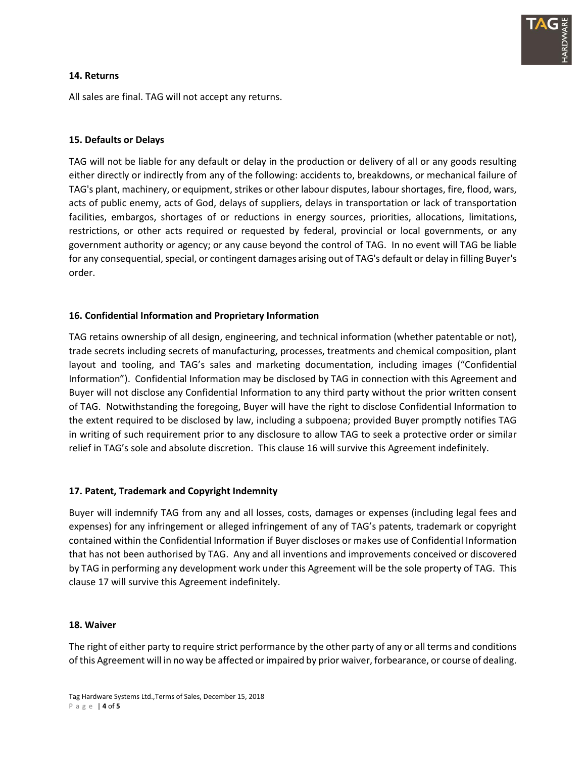**14. Returns**

All sales are final. TAG will not accept any returns.

**15. Defaults or Delays**

TAG will not be liable for any default or delay in the production or delivery of all or any goods resulting either directly or indirectly from any of the following: accidents to, breakdowns, or mechanical failure of TAG's plant, machinery, or equipment, strikes or other labour disputes, labour shortages, fire, flood, wars, acts of public enemy, acts of God, delays of suppliers, delays in transportation or lack of transportation facilities, embargos, shortages of or reductions in energy sources, priorities, allocations, limitations, restrictions, or other acts required or requested by federal, provincial or local governments, or any government authority or agency; or any cause beyond the control of TAG. In no event will TAG be liable for any consequential, special, or contingent damages arising out of TAG's default or delay in filling Buyer's order.

**16. Confidential Information and Proprietary Information**

TAG retains ownership of all design, engineering, and technical information (whether patentable or not), trade secrets including secrets of manufacturing, processes, treatments and chemical composition, plant layout and tooling, and TAG's sales and marketing documentation, including images ("Confidential Information"). Confidential Information may be disclosed by TAG in connection with this Agreement and Buyer will not disclose any Confidential Information to any third party without the prior written consent of TAG. Notwithstanding the foregoing, Buyer will have the right to disclose Confidential Information to the extent required to be disclosed by law, including a subpoena; provided Buyer promptly notifies TAG in writing of such requirement prior to any disclosure to allow TAG to seek a protective order or similar relief in TAG's sole and absolute discretion. This clause 16 will survive this Agreement indefinitely.

**17. Patent, Trademark and Copyright Indemnity**

Buyer will indemnify TAG from any and all losses, costs, damages or expenses (including legal fees and expenses) for any infringement or alleged infringement of any of TAG's patents, trademark or copyright contained within the Confidential Information if Buyer discloses or makes use of Confidential Information that has not been authorised by TAG. Any and all inventions and improvements conceived or discovered by TAG in performing any development work under this Agreement will be the sole property of TAG. This clause 17 will survive this Agreement indefinitely.

**18. Waiver**

The right of either party to require strict performance by the other party of any or all terms and conditions of this Agreement will in no way be affected or impaired by prior waiver, forbearance, or course of dealing.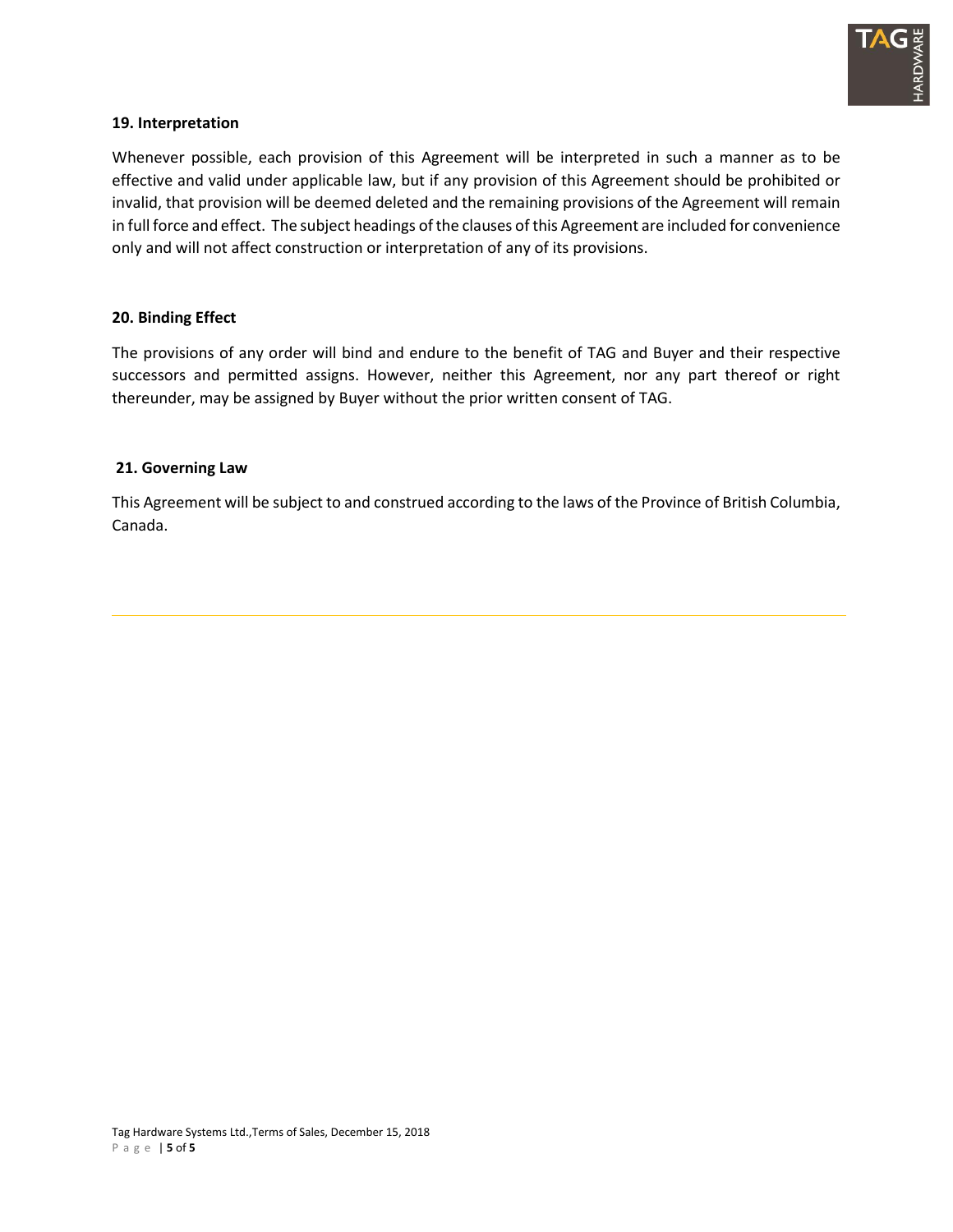## 19. Interpretation

Whenever possible, each provision of this Agreement will be interpreted in such a manner as to be effective and valid under applicable law, but if any provision of this Agreement should be prohibited or invalid, that provision will be deemed deleted and the remaining provisions of the Agreement will remain in full force and effect. The subject headings of the clauses of this Agreement are included for convenience only and will not affect construction or interpretation of any of its provisions.

## 20. Binding Effect

The provisions of any order will bind and endure to the benefit of TAG and Buyer and their respective successors and permitted assigns. However, neither this Agreement, nor any part thereof or right thereunder, may be assigned by Buyer without the prior written consent of TAG.

## 21. Governing Law

This Agreement will be subject to and construed according to the laws of the Province of British Columbia, Canada.